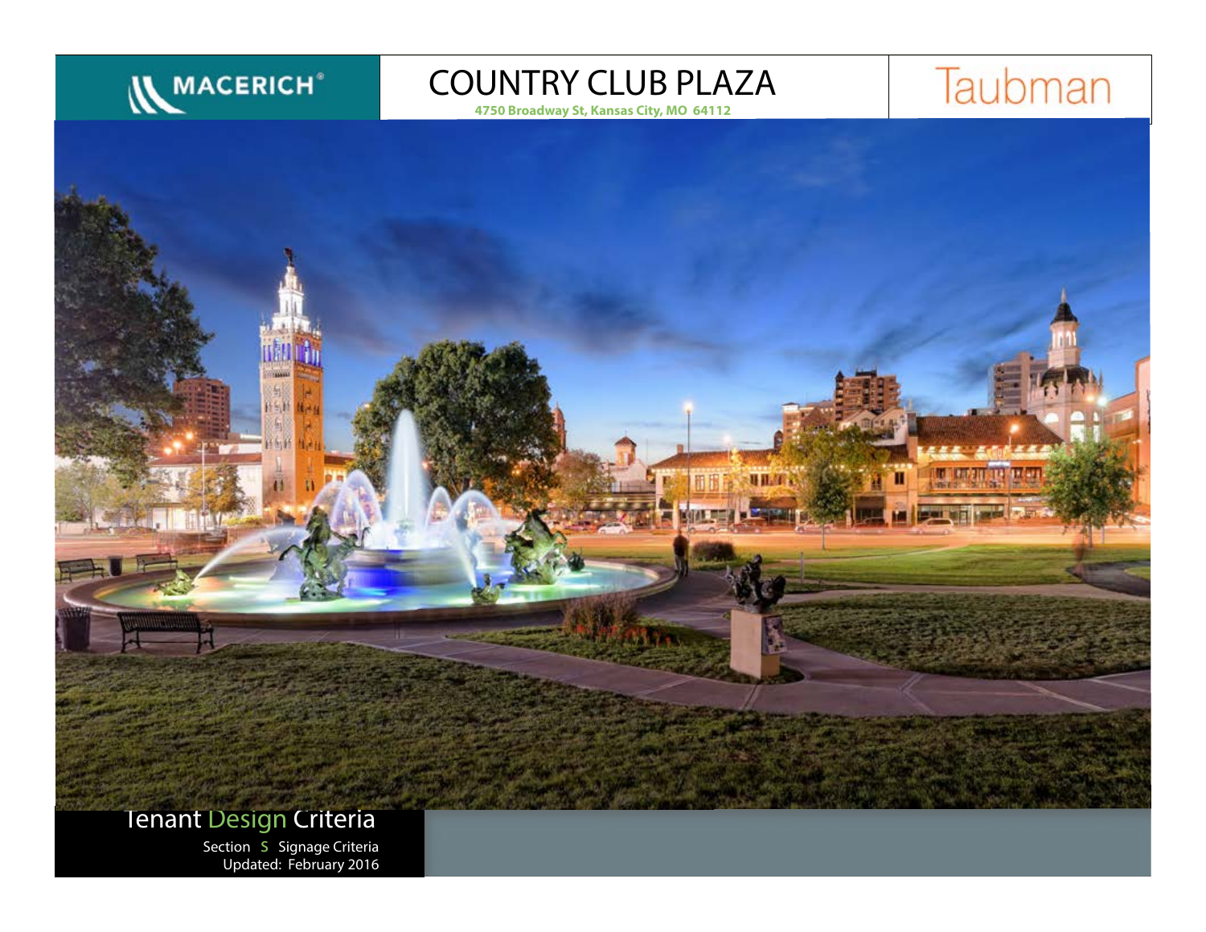MACERICH®

# COUNTRY CLUB PLAZA

**4750 Broadway St, Kansas City, MO 64112**

Taubman

## Tenant Design Criteria

Section **S** Signage Criteria

Updated: February 2016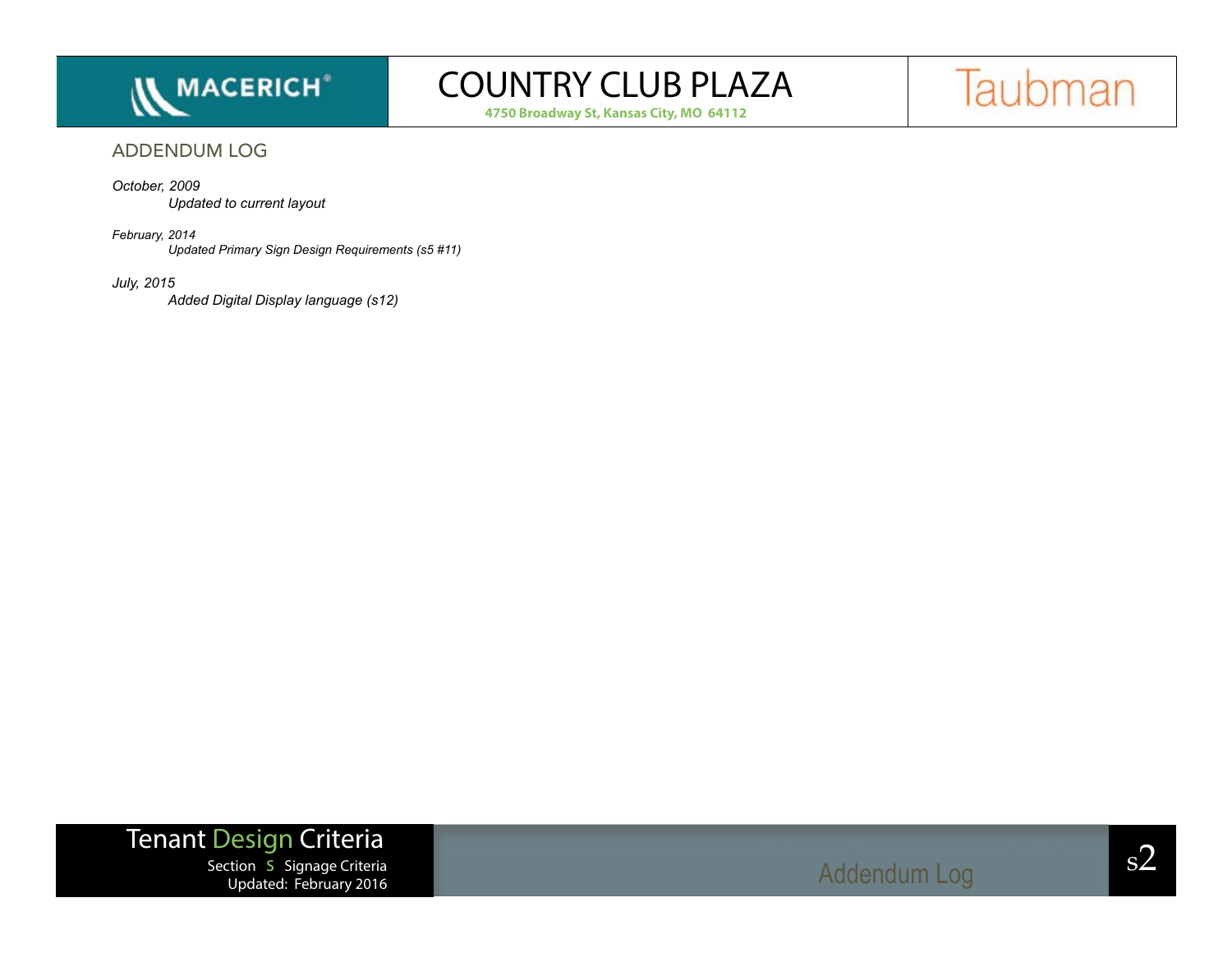## ADDENDUM LOG

*October, 2009*

*Updated to current layout*

*February, 2014*

*Updated Primary Sign Design Requirements (s5 #11)*

*July, 2015*

*Added Digital Display language (s12)*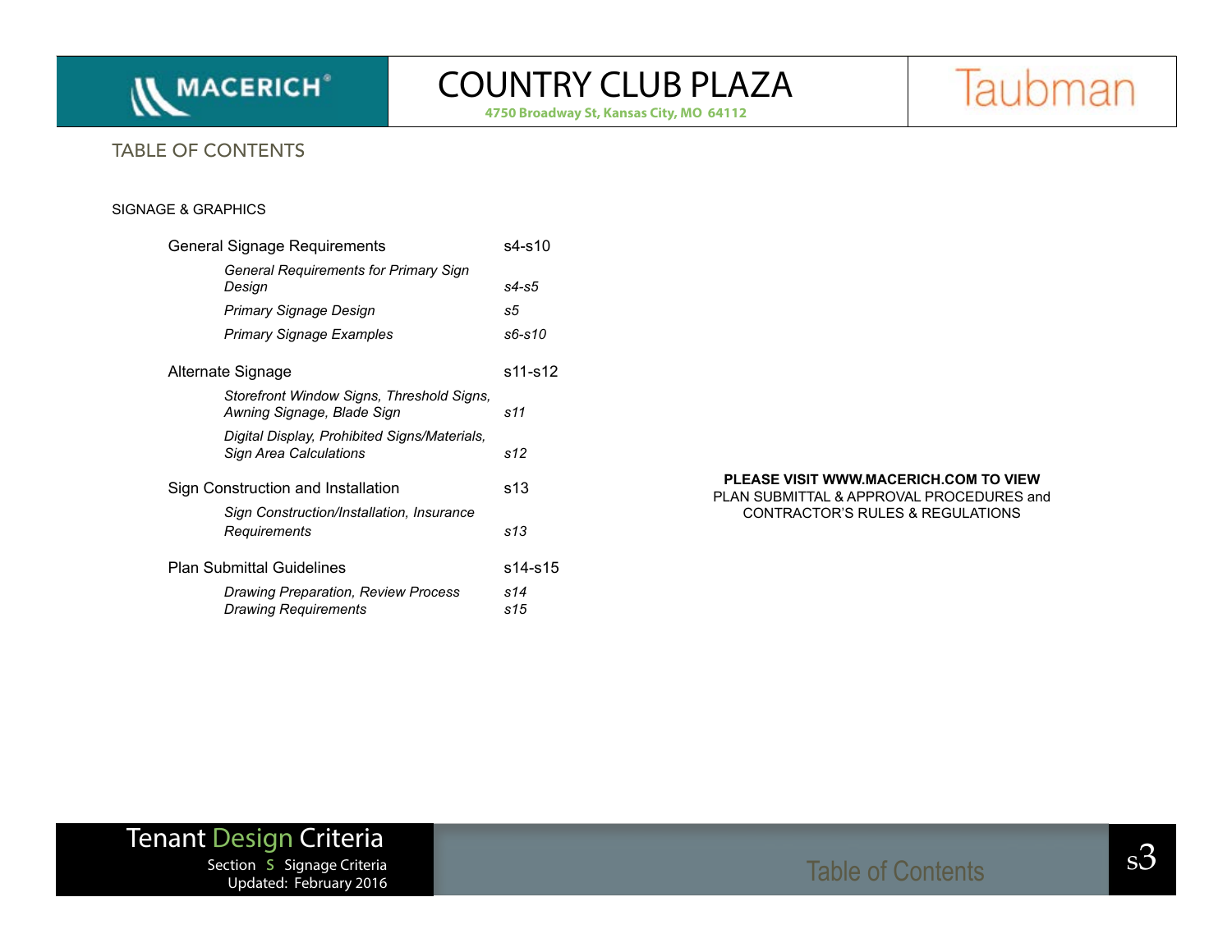## TABLE OF CONTENTS

### SIGNAGE & GRAPHICS

| | |
|---|---|
| General Signage Requirements | s4-s10 |
| *General Requirements for Primary Sign Design* | *s4-s5* |
| *Primary Signage Design* | *s5* |
| *Primary Signage Examples* | *s6-s10* |
| Alternate Signage | s11-s12 |
| *Storefront Window Signs, Threshold Signs, Awning Signage, Blade Sign* | *s11* |
| *Digital Display, Prohibited Signs/Materials, Sign Area Calculations* | *s12* |
| Sign Construction and Installation | s13 |
| *Sign Construction/Installation, Insurance Requirements* | *s13* |
| Plan Submittal Guidelines | s14-s15 |
| *Drawing Preparation, Review Process* | *s14* |
| *Drawing Requirements* | *s15* |

**PLEASE VISIT WWW.MACERICH.COM TO VIEW**
PLAN SUBMITTAL & APPROVAL PROCEDURES and
CONTRACTOR'S RULES & REGULATIONS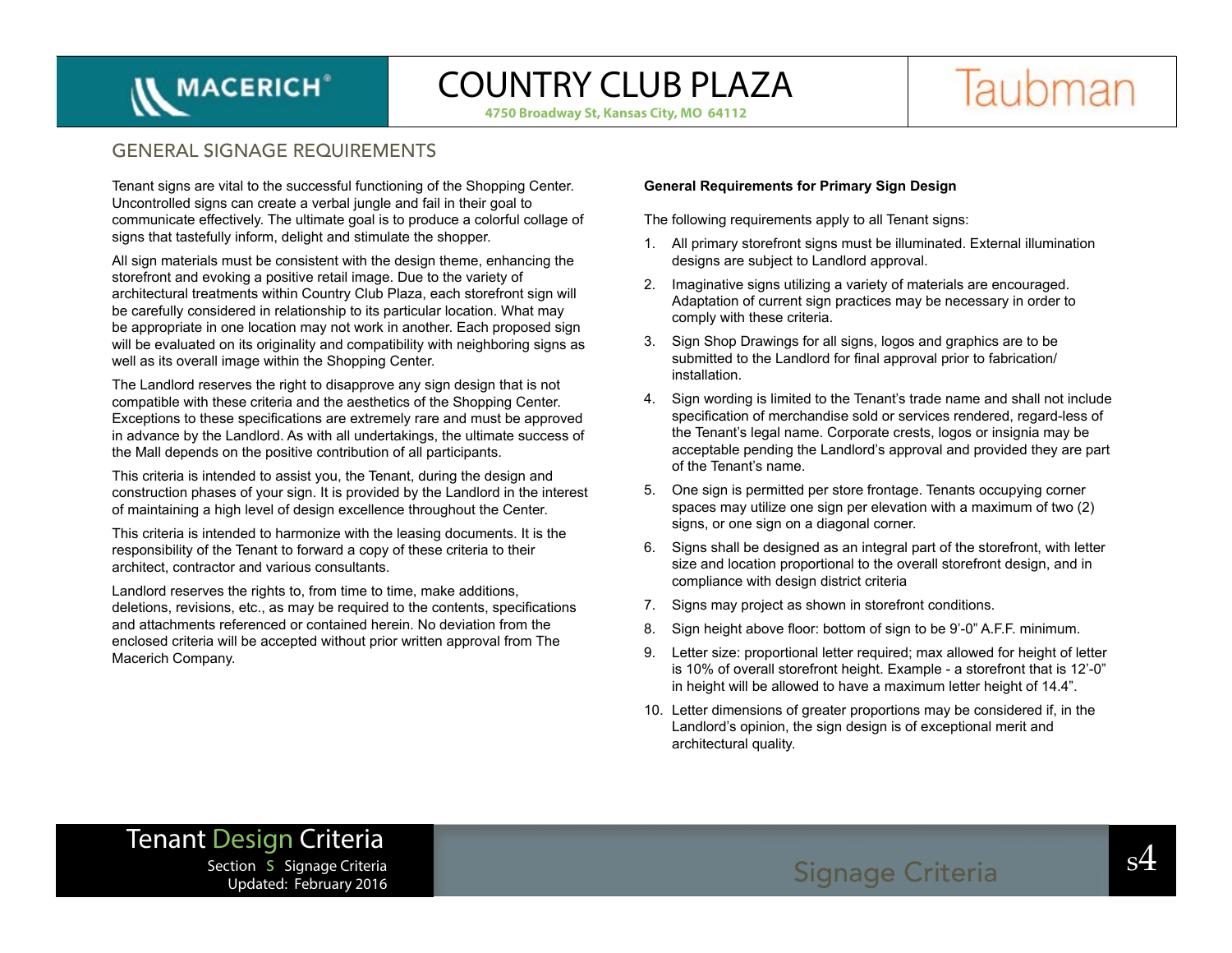## GENERAL SIGNAGE REQUIREMENTS

Tenant signs are vital to the successful functioning of the Shopping Center. Uncontrolled signs can create a verbal jungle and fail in their goal to communicate effectively. The ultimate goal is to produce a colorful collage of signs that tastefully inform, delight and stimulate the shopper.

All sign materials must be consistent with the design theme, enhancing the storefront and evoking a positive retail image. Due to the variety of architectural treatments within Country Club Plaza, each storefront sign will be carefully considered in relationship to its particular location. What may be appropriate in one location may not work in another. Each proposed sign will be evaluated on its originality and compatibility with neighboring signs as well as its overall image within the Shopping Center.

The Landlord reserves the right to disapprove any sign design that is not compatible with these criteria and the aesthetics of the Shopping Center. Exceptions to these specifications are extremely rare and must be approved in advance by the Landlord. As with all undertakings, the ultimate success of the Mall depends on the positive contribution of all participants.

This criteria is intended to assist you, the Tenant, during the design and construction phases of your sign. It is provided by the Landlord in the interest of maintaining a high level of design excellence throughout the Center.

This criteria is intended to harmonize with the leasing documents. It is the responsibility of the Tenant to forward a copy of these criteria to their architect, contractor and various consultants.

Landlord reserves the rights to, from time to time, make additions, deletions, revisions, etc., as may be required to the contents, specifications and attachments referenced or contained herein. No deviation from the enclosed criteria will be accepted without prior written approval from The Macerich Company.

**General Requirements for Primary Sign Design**

The following requirements apply to all Tenant signs:

1. All primary storefront signs must be illuminated. External illumination designs are subject to Landlord approval.
2. Imaginative signs utilizing a variety of materials are encouraged. Adaptation of current sign practices may be necessary in order to comply with these criteria.
3. Sign Shop Drawings for all signs, logos and graphics are to be submitted to the Landlord for final approval prior to fabrication/ installation.
4. Sign wording is limited to the Tenant's trade name and shall not include specification of merchandise sold or services rendered, regard-less of the Tenant's legal name. Corporate crests, logos or insignia may be acceptable pending the Landlord's approval and provided they are part of the Tenant's name.
5. One sign is permitted per store frontage. Tenants occupying corner spaces may utilize one sign per elevation with a maximum of two (2) signs, or one sign on a diagonal corner.
6. Signs shall be designed as an integral part of the storefront, with letter size and location proportional to the overall storefront design, and in compliance with design district criteria
7. Signs may project as shown in storefront conditions.
8. Sign height above floor: bottom of sign to be 9'-0" A.F.F. minimum.
9. Letter size: proportional letter required; max allowed for height of letter is 10% of overall storefront height. Example - a storefront that is 12'-0" in height will be allowed to have a maximum letter height of 14.4".
10. Letter dimensions of greater proportions may be considered if, in the Landlord's opinion, the sign design is of exceptional merit and architectural quality.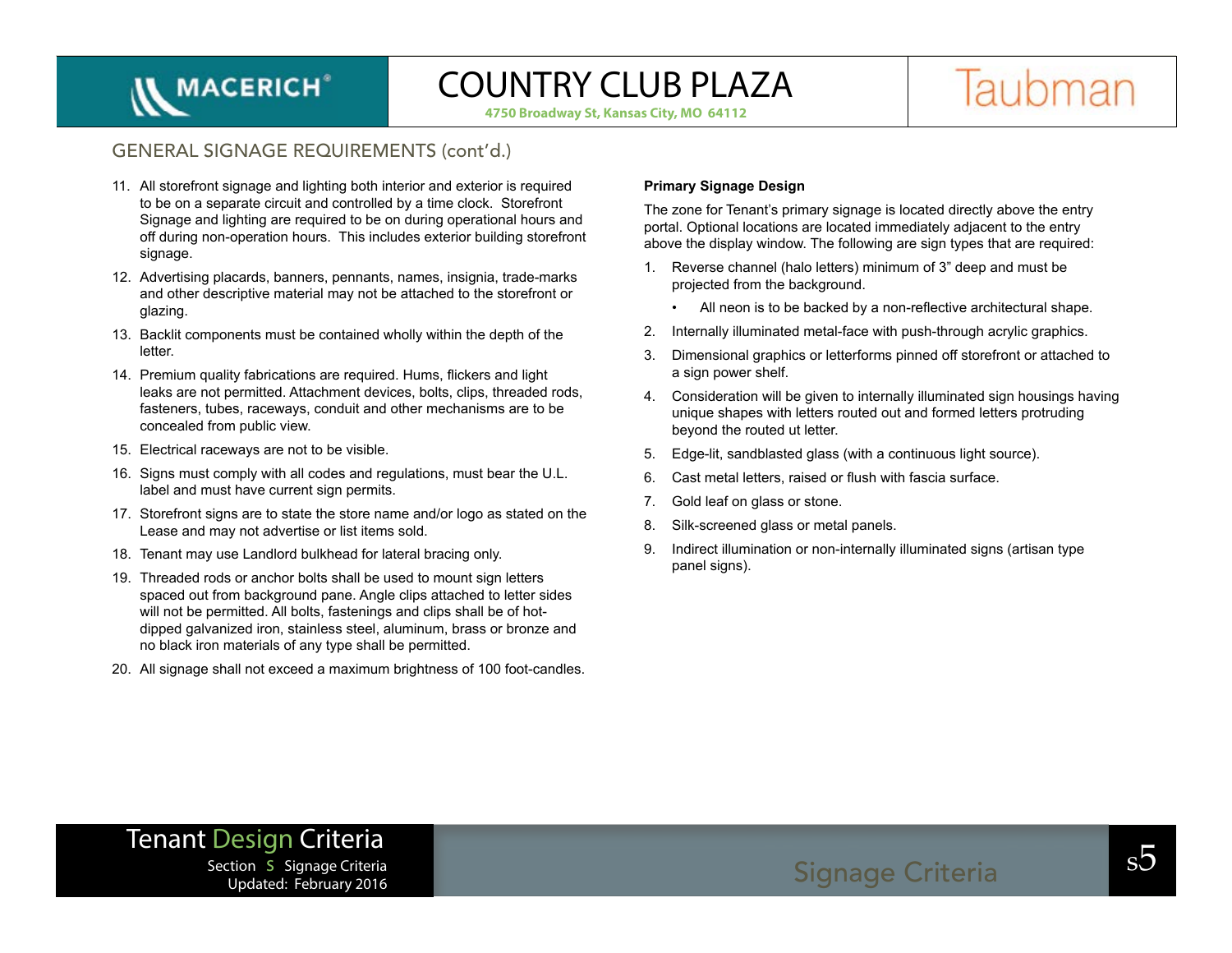## GENERAL SIGNAGE REQUIREMENTS (cont'd.)

11. All storefront signage and lighting both interior and exterior is required to be on a separate circuit and controlled by a time clock. Storefront Signage and lighting are required to be on during operational hours and off during non-operation hours. This includes exterior building storefront signage.
12. Advertising placards, banners, pennants, names, insignia, trade-marks and other descriptive material may not be attached to the storefront or glazing.
13. Backlit components must be contained wholly within the depth of the letter.
14. Premium quality fabrications are required. Hums, flickers and light leaks are not permitted. Attachment devices, bolts, clips, threaded rods, fasteners, tubes, raceways, conduit and other mechanisms are to be concealed from public view.
15. Electrical raceways are not to be visible.
16. Signs must comply with all codes and regulations, must bear the U.L. label and must have current sign permits.
17. Storefront signs are to state the store name and/or logo as stated on the Lease and may not advertise or list items sold.
18. Tenant may use Landlord bulkhead for lateral bracing only.
19. Threaded rods or anchor bolts shall be used to mount sign letters spaced out from background pane. Angle clips attached to letter sides will not be permitted. All bolts, fastenings and clips shall be of hot-dipped galvanized iron, stainless steel, aluminum, brass or bronze and no black iron materials of any type shall be permitted.
20. All signage shall not exceed a maximum brightness of 100 foot-candles.

**Primary Signage Design**

The zone for Tenant's primary signage is located directly above the entry portal. Optional locations are located immediately adjacent to the entry above the display window. The following are sign types that are required:

1. Reverse channel (halo letters) minimum of 3" deep and must be projected from the background.
   - All neon is to be backed by a non-reflective architectural shape.
2. Internally illuminated metal-face with push-through acrylic graphics.
3. Dimensional graphics or letterforms pinned off storefront or attached to a sign power shelf.
4. Consideration will be given to internally illuminated sign housings having unique shapes with letters routed out and formed letters protruding beyond the routed ut letter.
5. Edge-lit, sandblasted glass (with a continuous light source).
6. Cast metal letters, raised or flush with fascia surface.
7. Gold leaf on glass or stone.
8. Silk-screened glass or metal panels.
9. Indirect illumination or non-internally illuminated signs (artisan type panel signs).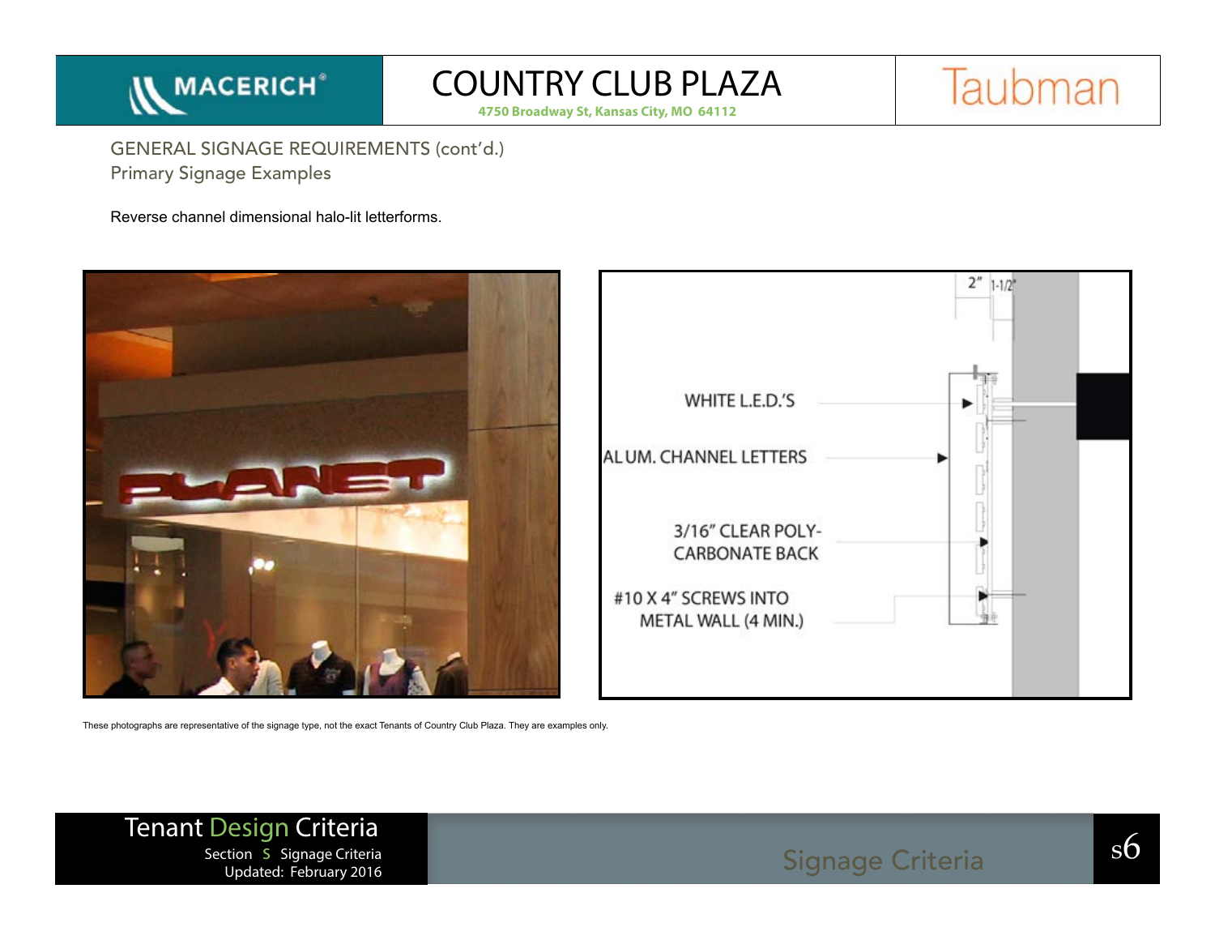## GENERAL SIGNAGE REQUIREMENTS (cont'd.)

### Primary Signage Examples

Reverse channel dimensional halo-lit letterforms.

2" 1-1/2"

WHITE L.E.D.'S

ALUM. CHANNEL LETTERS

3/16" CLEAR POLY-CARBONATE BACK

#10 X 4" SCREWS INTO METAL WALL (4 MIN.)

These photographs are representative of the signage type, not the exact Tenants of Country Club Plaza. They are examples only.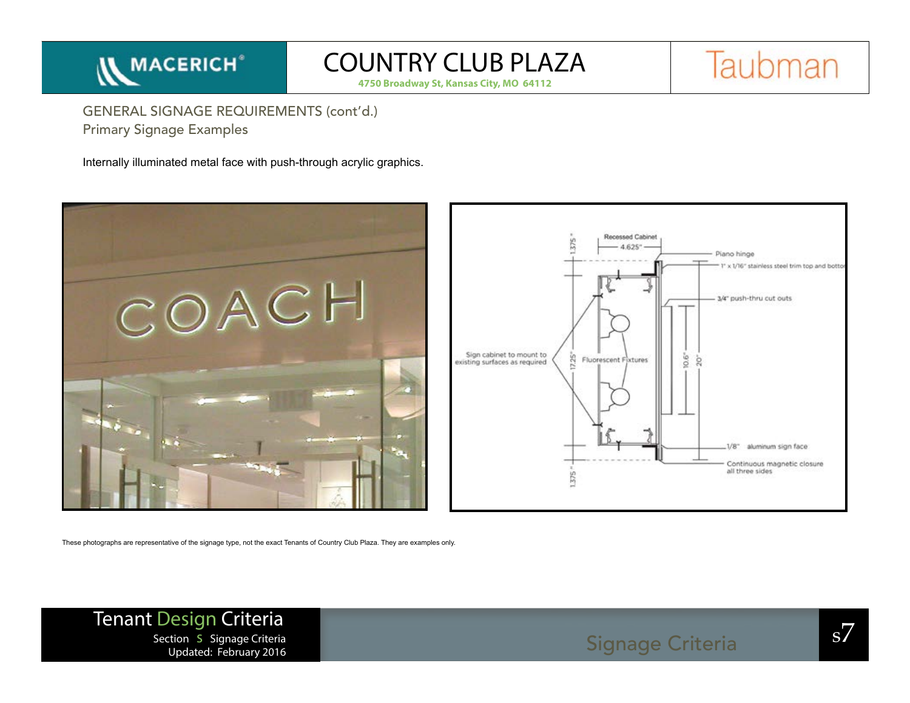## GENERAL SIGNAGE REQUIREMENTS (cont'd.)

### Primary Signage Examples

Internally illuminated metal face with push-through acrylic graphics.

These photographs are representative of the signage type, not the exact Tenants of Country Club Plaza. They are examples only.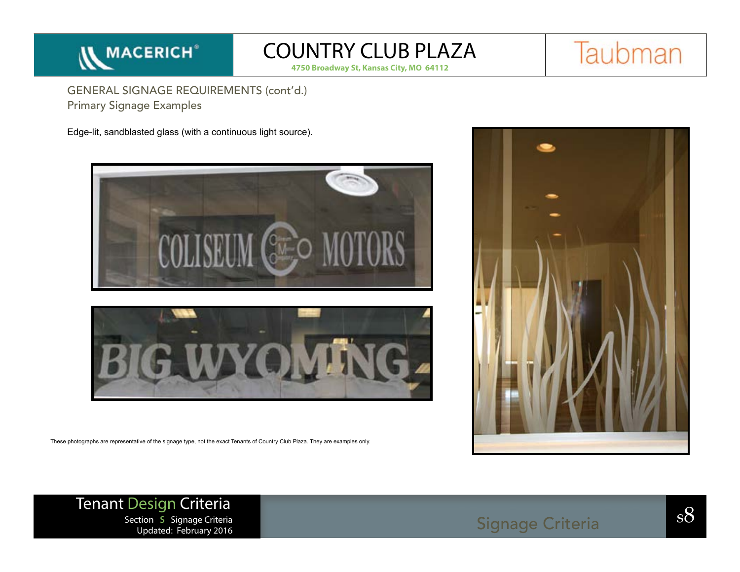## GENERAL SIGNAGE REQUIREMENTS (cont'd.)

### Primary Signage Examples

Edge-lit, sandblasted glass (with a continuous light source).

These photographs are representative of the signage type, not the exact Tenants of Country Club Plaza. They are examples only.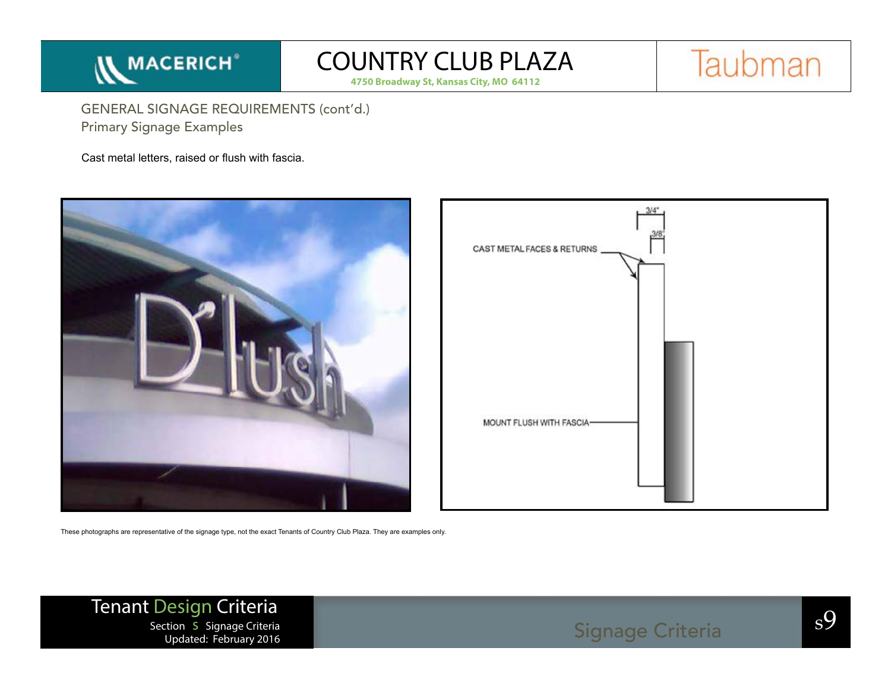## GENERAL SIGNAGE REQUIREMENTS (cont'd.)

### Primary Signage Examples

Cast metal letters, raised or flush with fascia.

CAST METAL FACES & RETURNS

3/4"

3/8"

MOUNT FLUSH WITH FASCIA

These photographs are representative of the signage type, not the exact Tenants of Country Club Plaza. They are examples only.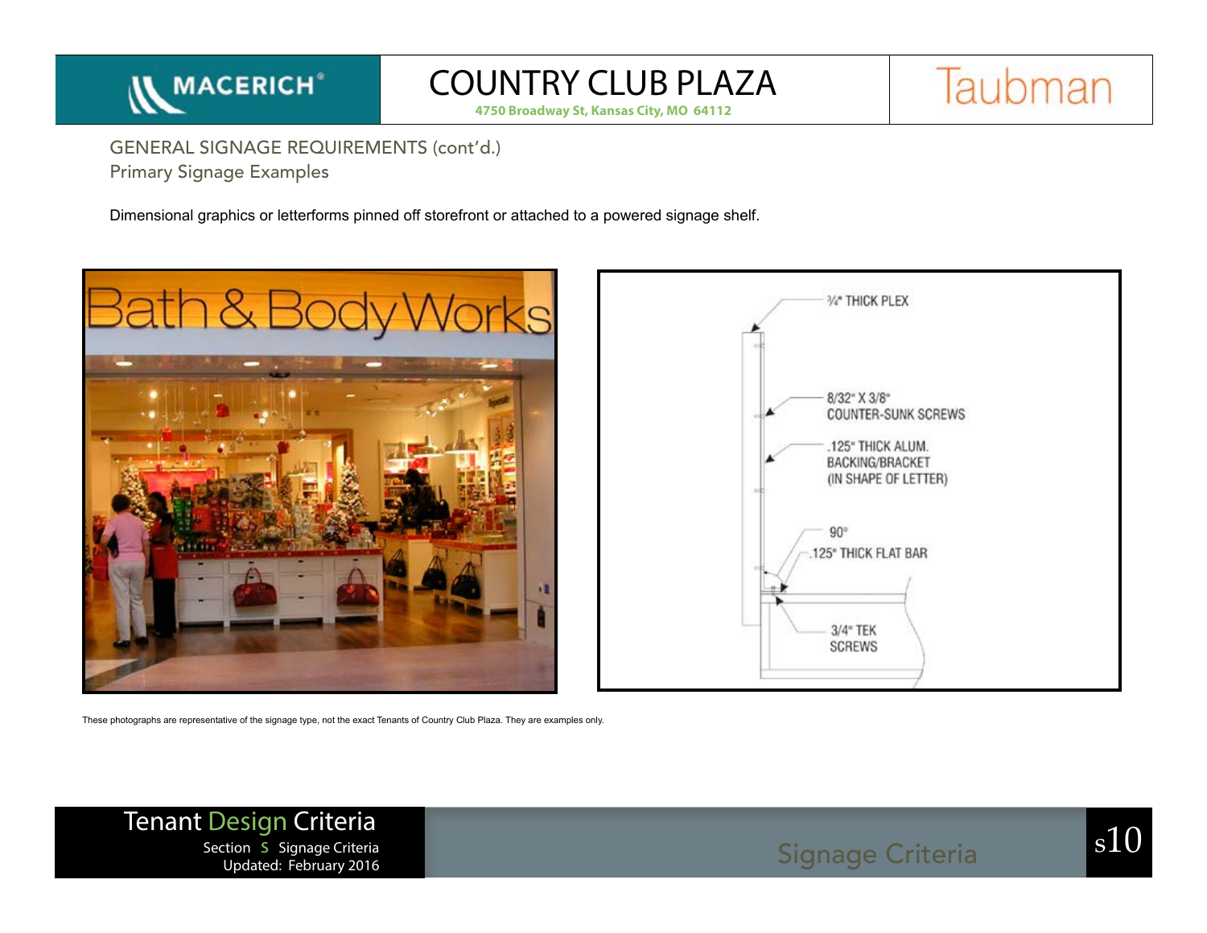## GENERAL SIGNAGE REQUIREMENTS (cont'd.)

### Primary Signage Examples

Dimensional graphics or letterforms pinned off storefront or attached to a powered signage shelf.

¾" THICK PLEX

8/32" X 3/8" COUNTER-SUNK SCREWS

.125" THICK ALUM. BACKING/BRACKET (IN SHAPE OF LETTER)

90°

.125" THICK FLAT BAR

3/4" TEK SCREWS

These photographs are representative of the signage type, not the exact Tenants of Country Club Plaza. They are examples only.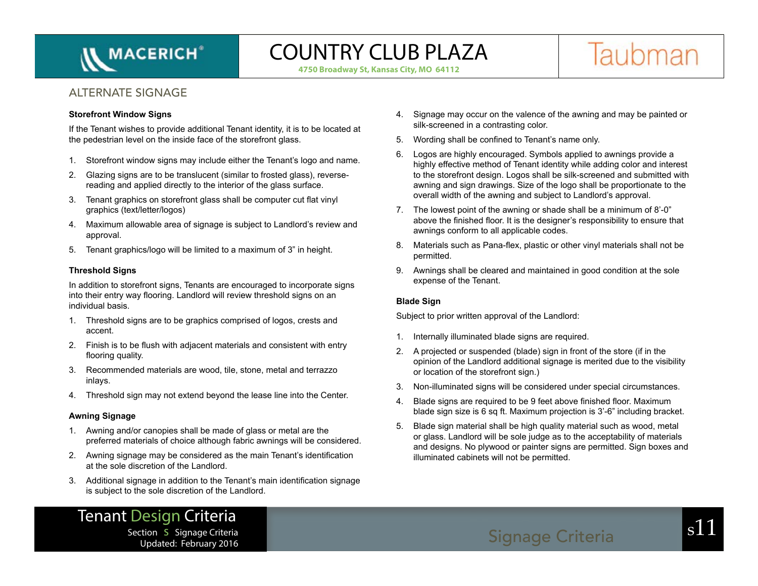## ALTERNATE SIGNAGE

### Storefront Window Signs

If the Tenant wishes to provide additional Tenant identity, it is to be located at the pedestrian level on the inside face of the storefront glass.

1. Storefront window signs may include either the Tenant's logo and name.
2. Glazing signs are to be translucent (similar to frosted glass), reverse-reading and applied directly to the interior of the glass surface.
3. Tenant graphics on storefront glass shall be computer cut flat vinyl graphics (text/letter/logos)
4. Maximum allowable area of signage is subject to Landlord's review and approval.
5. Tenant graphics/logo will be limited to a maximum of 3" in height.

### Threshold Signs

In addition to storefront signs, Tenants are encouraged to incorporate signs into their entry way flooring. Landlord will review threshold signs on an individual basis.

1. Threshold signs are to be graphics comprised of logos, crests and accent.
2. Finish is to be flush with adjacent materials and consistent with entry flooring quality.
3. Recommended materials are wood, tile, stone, metal and terrazzo inlays.
4. Threshold sign may not extend beyond the lease line into the Center.

### Awning Signage

1. Awning and/or canopies shall be made of glass or metal are the preferred materials of choice although fabric awnings will be considered.
2. Awning signage may be considered as the main Tenant's identification at the sole discretion of the Landlord.
3. Additional signage in addition to the Tenant's main identification signage is subject to the sole discretion of the Landlord.
4. Signage may occur on the valence of the awning and may be painted or silk-screened in a contrasting color.
5. Wording shall be confined to Tenant's name only.
6. Logos are highly encouraged. Symbols applied to awnings provide a highly effective method of Tenant identity while adding color and interest to the storefront design. Logos shall be silk-screened and submitted with awning and sign drawings. Size of the logo shall be proportionate to the overall width of the awning and subject to Landlord's approval.
7. The lowest point of the awning or shade shall be a minimum of 8'-0" above the finished floor. It is the designer's responsibility to ensure that awnings conform to all applicable codes.
8. Materials such as Pana-flex, plastic or other vinyl materials shall not be permitted.
9. Awnings shall be cleared and maintained in good condition at the sole expense of the Tenant.

### Blade Sign

Subject to prior written approval of the Landlord:

1. Internally illuminated blade signs are required.
2. A projected or suspended (blade) sign in front of the store (if in the opinion of the Landlord additional signage is merited due to the visibility or location of the storefront sign.)
3. Non-illuminated signs will be considered under special circumstances.
4. Blade signs are required to be 9 feet above finished floor. Maximum blade sign size is 6 sq ft. Maximum projection is 3'-6" including bracket.
5. Blade sign material shall be high quality material such as wood, metal or glass. Landlord will be sole judge as to the acceptability of materials and designs. No plywood or painter signs are permitted. Sign boxes and illuminated cabinets will not be permitted.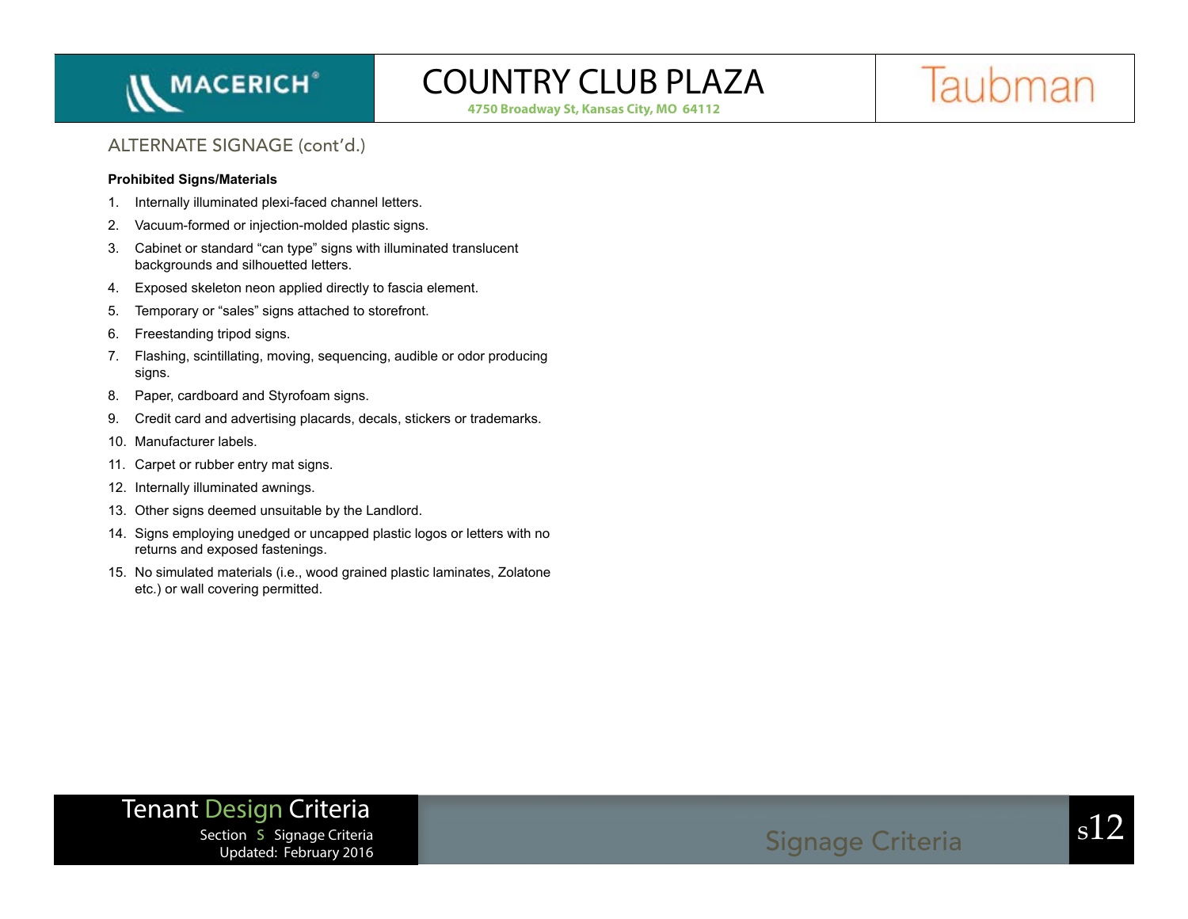## ALTERNATE SIGNAGE (cont'd.)

**Prohibited Signs/Materials**

1. Internally illuminated plexi-faced channel letters.
2. Vacuum-formed or injection-molded plastic signs.
3. Cabinet or standard "can type" signs with illuminated translucent backgrounds and silhouetted letters.
4. Exposed skeleton neon applied directly to fascia element.
5. Temporary or "sales" signs attached to storefront.
6. Freestanding tripod signs.
7. Flashing, scintillating, moving, sequencing, audible or odor producing signs.
8. Paper, cardboard and Styrofoam signs.
9. Credit card and advertising placards, decals, stickers or trademarks.
10. Manufacturer labels.
11. Carpet or rubber entry mat signs.
12. Internally illuminated awnings.
13. Other signs deemed unsuitable by the Landlord.
14. Signs employing unedged or uncapped plastic logos or letters with no returns and exposed fastenings.
15. No simulated materials (i.e., wood grained plastic laminates, Zolatone etc.) or wall covering permitted.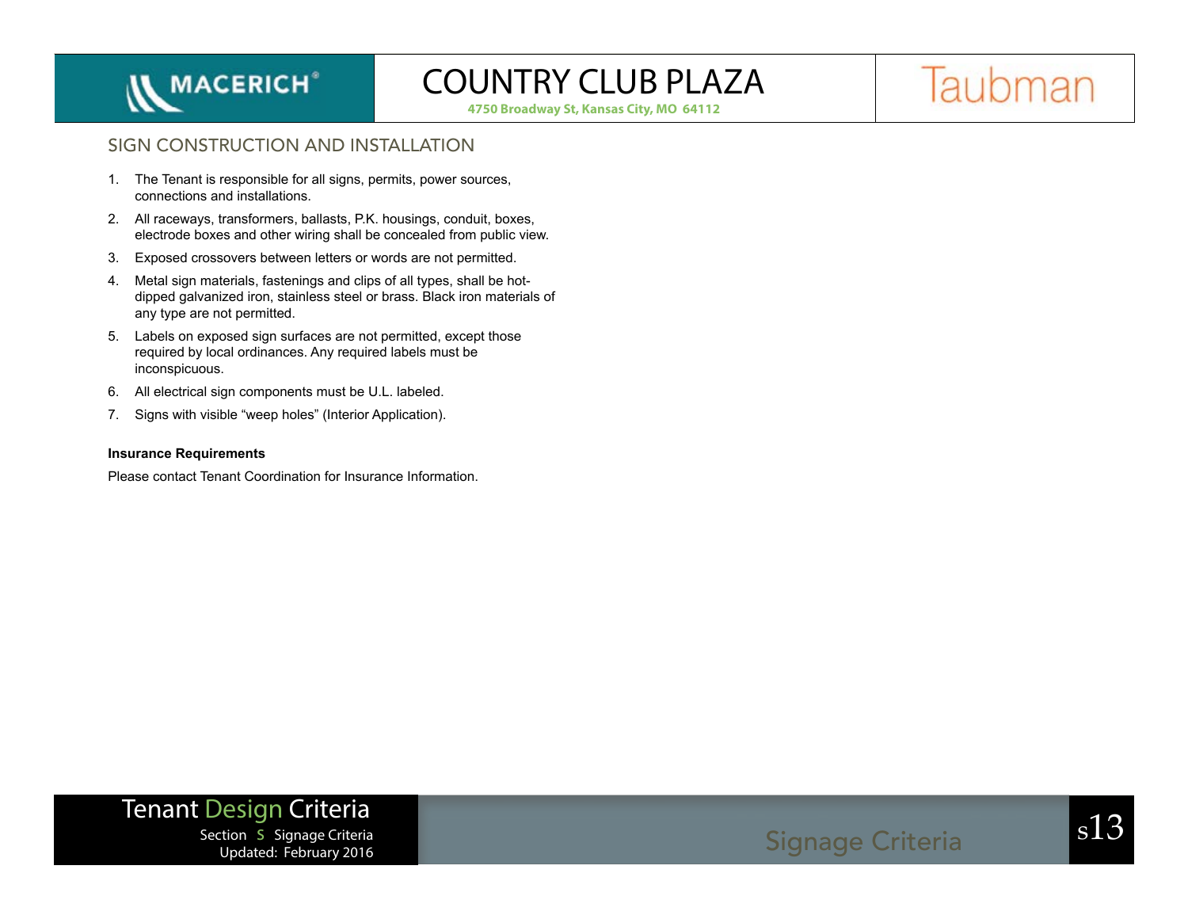## SIGN CONSTRUCTION AND INSTALLATION

1. The Tenant is responsible for all signs, permits, power sources, connections and installations.
2. All raceways, transformers, ballasts, P.K. housings, conduit, boxes, electrode boxes and other wiring shall be concealed from public view.
3. Exposed crossovers between letters or words are not permitted.
4. Metal sign materials, fastenings and clips of all types, shall be hot-dipped galvanized iron, stainless steel or brass. Black iron materials of any type are not permitted.
5. Labels on exposed sign surfaces are not permitted, except those required by local ordinances. Any required labels must be inconspicuous.
6. All electrical sign components must be U.L. labeled.
7. Signs with visible “weep holes” (Interior Application).

**Insurance Requirements**

Please contact Tenant Coordination for Insurance Information.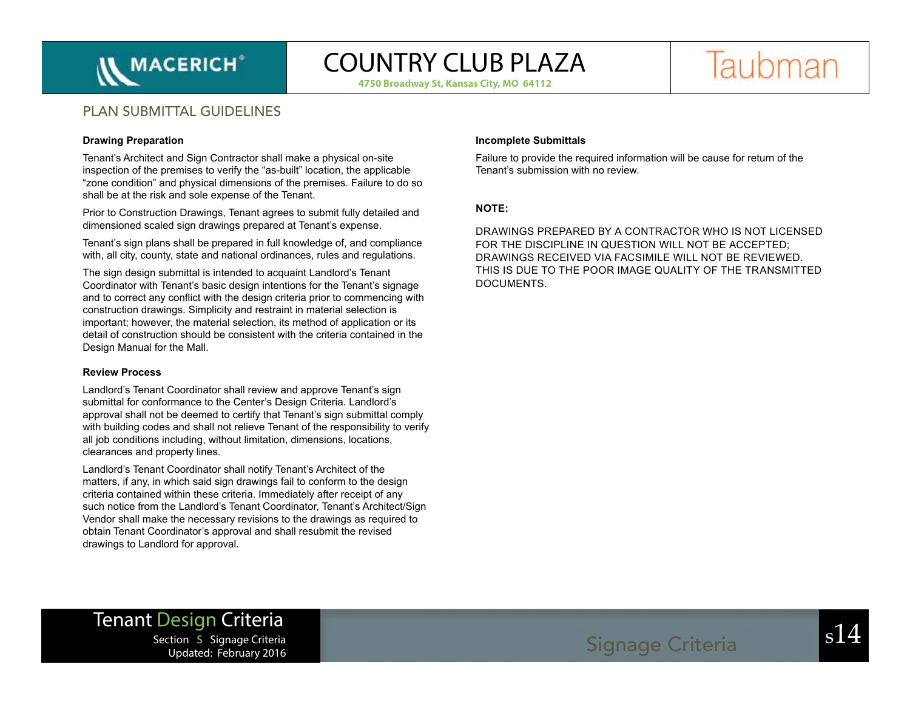## PLAN SUBMITTAL GUIDELINES

### Drawing Preparation

Tenant's Architect and Sign Contractor shall make a physical on-site inspection of the premises to verify the "as-built" location, the applicable "zone condition" and physical dimensions of the premises. Failure to do so shall be at the risk and sole expense of the Tenant.

Prior to Construction Drawings, Tenant agrees to submit fully detailed and dimensioned scaled sign drawings prepared at Tenant's expense.

Tenant's sign plans shall be prepared in full knowledge of, and compliance with, all city, county, state and national ordinances, rules and regulations.

The sign design submittal is intended to acquaint Landlord's Tenant Coordinator with Tenant's basic design intentions for the Tenant's signage and to correct any conflict with the design criteria prior to commencing with construction drawings. Simplicity and restraint in material selection is important; however, the material selection, its method of application or its detail of construction should be consistent with the criteria contained in the Design Manual for the Mall.

### Review Process

Landlord's Tenant Coordinator shall review and approve Tenant's sign submittal for conformance to the Center's Design Criteria. Landlord's approval shall not be deemed to certify that Tenant's sign submittal comply with building codes and shall not relieve Tenant of the responsibility to verify all job conditions including, without limitation, dimensions, locations, clearances and property lines.

Landlord's Tenant Coordinator shall notify Tenant's Architect of the matters, if any, in which said sign drawings fail to conform to the design criteria contained within these criteria. Immediately after receipt of any such notice from the Landlord's Tenant Coordinator, Tenant's Architect/Sign Vendor shall make the necessary revisions to the drawings as required to obtain Tenant Coordinator's approval and shall resubmit the revised drawings to Landlord for approval.

### Incomplete Submittals

Failure to provide the required information will be cause for return of the Tenant's submission with no review.

**NOTE:**

DRAWINGS PREPARED BY A CONTRACTOR WHO IS NOT LICENSED FOR THE DISCIPLINE IN QUESTION WILL NOT BE ACCEPTED; DRAWINGS RECEIVED VIA FACSIMILE WILL NOT BE REVIEWED. THIS IS DUE TO THE POOR IMAGE QUALITY OF THE TRANSMITTED DOCUMENTS.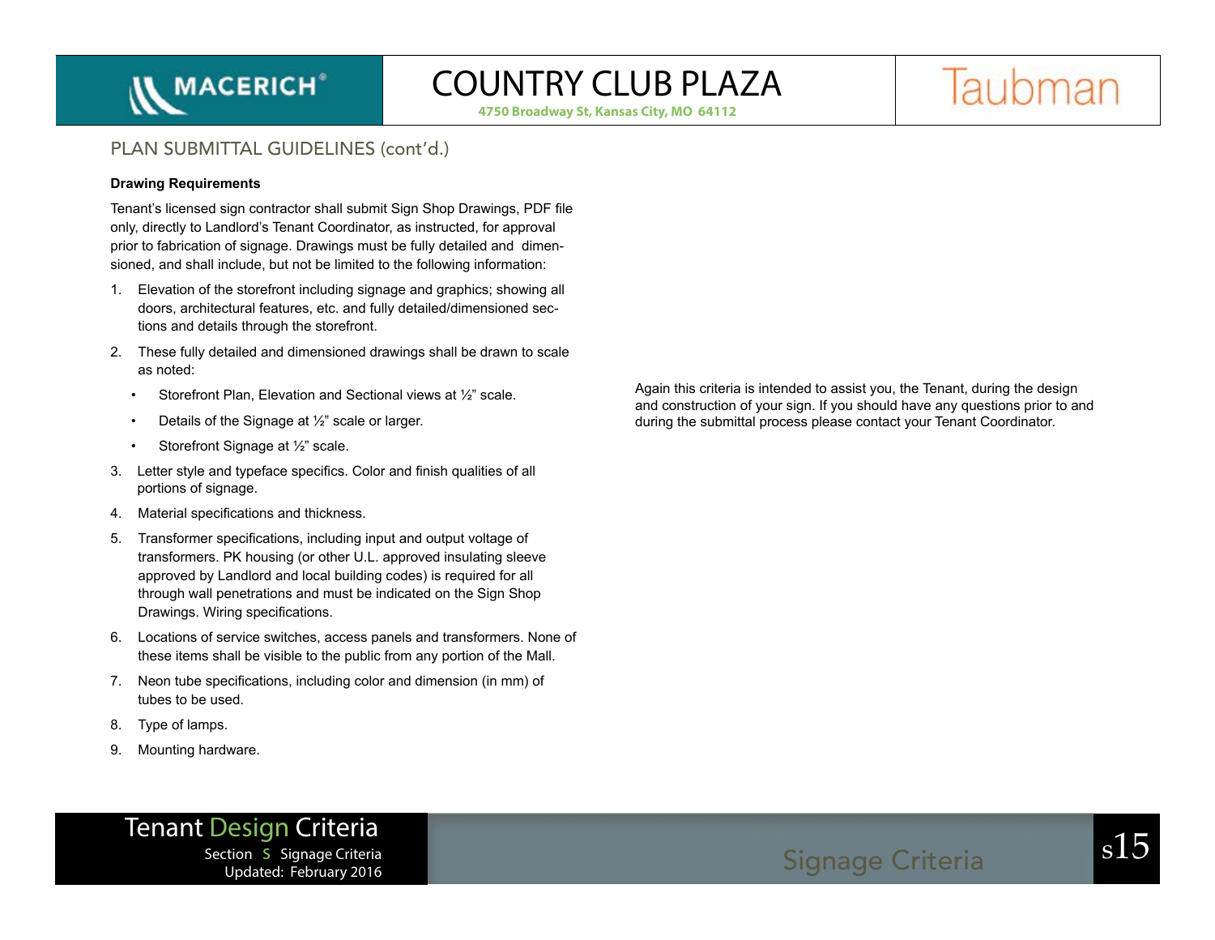## PLAN SUBMITTAL GUIDELINES (cont'd.)

**Drawing Requirements**

Tenant's licensed sign contractor shall submit Sign Shop Drawings, PDF file only, directly to Landlord's Tenant Coordinator, as instructed, for approval prior to fabrication of signage. Drawings must be fully detailed and dimensioned, and shall include, but not be limited to the following information:

1. Elevation of the storefront including signage and graphics; showing all doors, architectural features, etc. and fully detailed/dimensioned sections and details through the storefront.
2. These fully detailed and dimensioned drawings shall be drawn to scale as noted:
   - Storefront Plan, Elevation and Sectional views at ½" scale.
   - Details of the Signage at ½" scale or larger.
   - Storefront Signage at ½" scale.
3. Letter style and typeface specifics. Color and finish qualities of all portions of signage.
4. Material specifications and thickness.
5. Transformer specifications, including input and output voltage of transformers. PK housing (or other U.L. approved insulating sleeve approved by Landlord and local building codes) is required for all through wall penetrations and must be indicated on the Sign Shop Drawings. Wiring specifications.
6. Locations of service switches, access panels and transformers. None of these items shall be visible to the public from any portion of the Mall.
7. Neon tube specifications, including color and dimension (in mm) of tubes to be used.
8. Type of lamps.
9. Mounting hardware.

Again this criteria is intended to assist you, the Tenant, during the design and construction of your sign. If you should have any questions prior to and during the submittal process please contact your Tenant Coordinator.